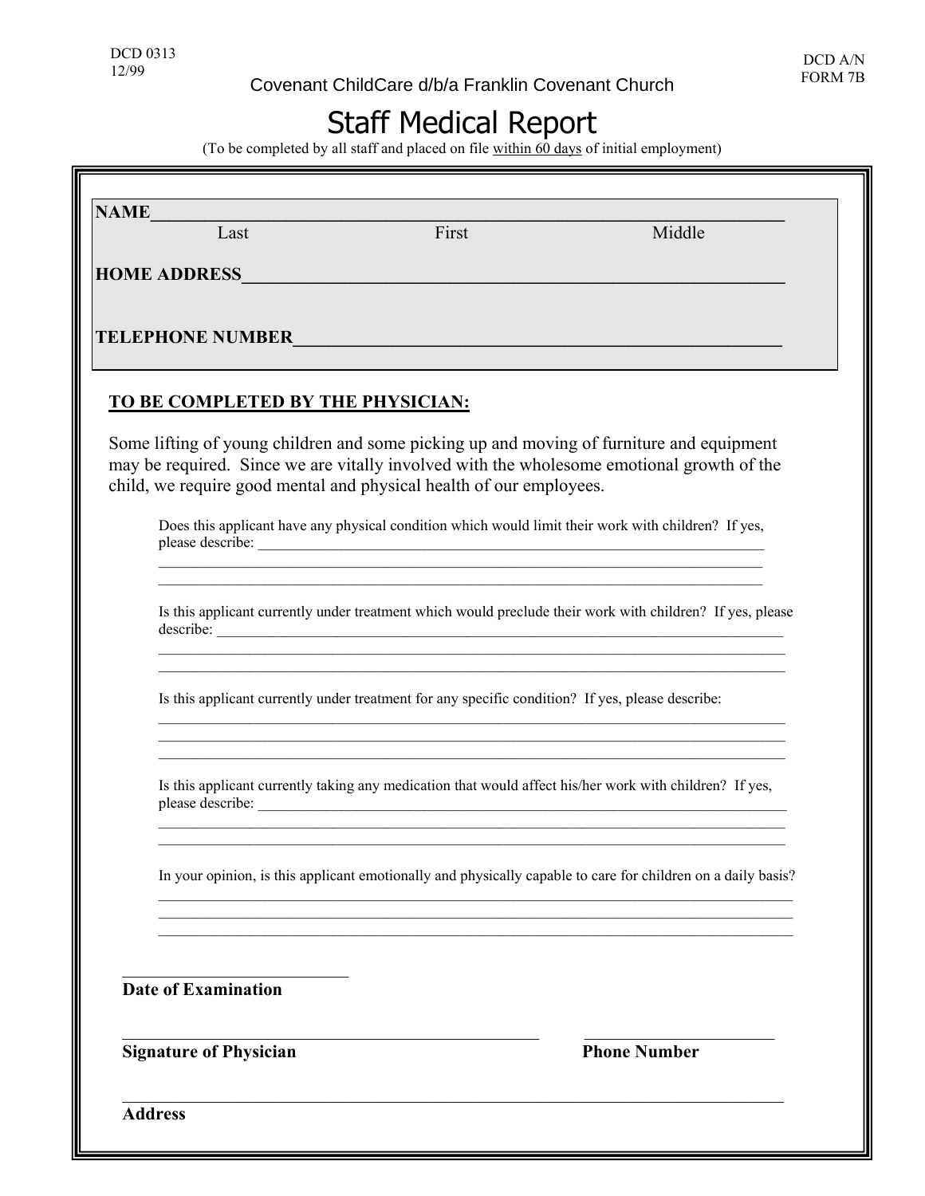DCD 0313
12/99

DCD A/N
FORM 7B

Covenant ChildCare d/b/a Franklin Covenant Church

# Staff Medical Report

(To be completed by all staff and placed on file <u>within 60 days</u> of initial employment)

**NAME**______________________________________________________________
Last First Middle

**HOME ADDRESS**______________________________________________________

**TELEPHONE NUMBER**__________________________________________________

**<u>TO BE COMPLETED BY THE PHYSICIAN:</u>**

Some lifting of young children and some picking up and moving of furniture and equipment may be required. Since we are vitally involved with the wholesome emotional growth of the child, we require good mental and physical health of our employees.

Does this applicant have any physical condition which would limit their work with children? If yes, please describe: ____________________________________________________________
______________________________________________________________________
______________________________________________________________________

Is this applicant currently under treatment which would preclude their work with children? If yes, please describe: ___________________________________________________________________
______________________________________________________________________
______________________________________________________________________

Is this applicant currently under treatment for any specific condition? If yes, please describe:
______________________________________________________________________
______________________________________________________________________
______________________________________________________________________

Is this applicant currently taking any medication that would affect his/her work with children? If yes, please describe: ____________________________________________________________
______________________________________________________________________
______________________________________________________________________

In your opinion, is this applicant emotionally and physically capable to care for children on a daily basis?
______________________________________________________________________
______________________________________________________________________
______________________________________________________________________

_________________________
**Date of Examination**

_____________________________________________ _____________________
**Signature of Physician** **Phone Number**

______________________________________________________________________
**Address**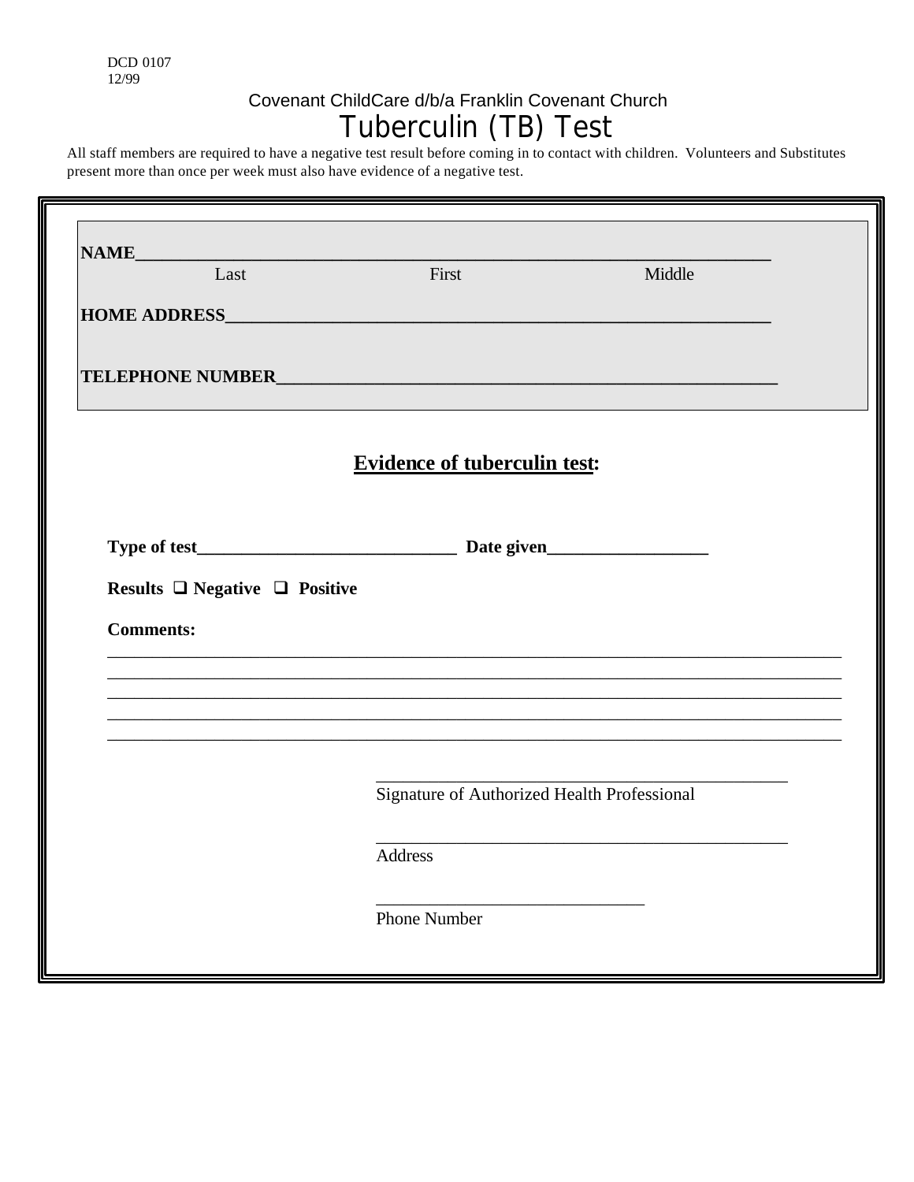DCD 0107
12/99

Covenant ChildCare d/b/a Franklin Covenant Church

# Tuberculin (TB) Test

All staff members are required to have a negative test result before coming in to contact with children. Volunteers and Substitutes present more than once per week must also have evidence of a negative test.

**NAME**_______________________________________________________________

Last First Middle

**HOME ADDRESS**_______________________________________________________

**TELEPHONE NUMBER**___________________________________________________

## Evidence of tuberculin test:

**Type of test**____________________________ **Date given**_________________

**Results ❑ Negative ❑ Positive**

**Comments:**

___________________________________________________________________________

___________________________________________________________________________

___________________________________________________________________________

___________________________________________________________________________

___________________________________________________________________________

_______________________________________________

Signature of Authorized Health Professional

_______________________________________________

Address

______________________________

Phone Number